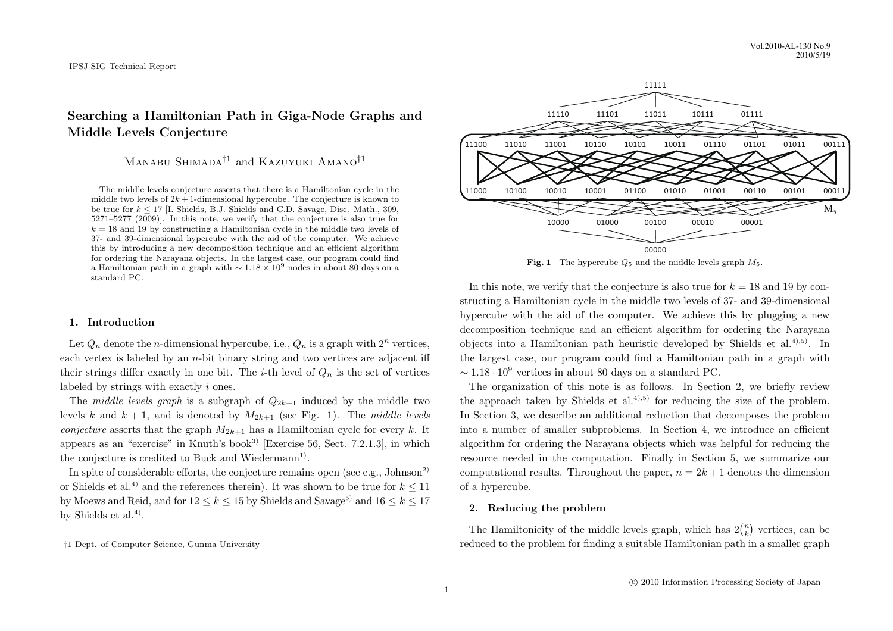# Searching a Hamiltonian Path in Giga-Node Graphs and Middle Levels Conjecture

Manabu Shimada[†1] and Kazuyuki Amano[†1]

The middle levels conjecture asserts that there is a Hamiltonian cycle in the middle two levels of $2k+1$-dimensional hypercube. The conjecture is known to be true for $k \le 17$ [I. Shields, B.J. Shields and C.D. Savage, Disc. Math., 309, 5271–5277 (2009)]. In this note, we verify that the conjecture is also true for $k = 18$ and 19 by constructing a Hamiltonian cycle in the middle two levels of 37- and 39-dimensional hypercube with the aid of the computer. We achieve this by introducing a new decomposition technique and an efficient algorithm for ordering the Narayana objects. In the largest case, our program could find a Hamiltonian path in a graph with $\sim 1.18 \times 10^9$ nodes in about 80 days on a standard PC.

## 1. Introduction

Let $Q_n$ denote the $n$-dimensional hypercube, i.e., $Q_n$ is a graph with $2^n$ vertices, each vertex is labeled by an $n$-bit binary string and two vertices are adjacent iff their strings differ exactly in one bit. The $i$-th level of $Q_n$ is the set of vertices labeled by strings with exactly $i$ ones.

The *middle levels graph* is a subgraph of $Q_{2k+1}$ induced by the middle two levels $k$ and $k+1$, and is denoted by $M_{2k+1}$ (see Fig. 1). The *middle levels conjecture* asserts that the graph $M_{2k+1}$ has a Hamiltonian cycle for every $k$. It appears as an "exercise" in Knuth's book[3] [Exercise 56, Sect. 7.2.1.3], in which the conjecture is credited to Buck and Wiedermann[1].

In spite of considerable efforts, the conjecture remains open (see e.g., Johnson[2] or Shields et al.[4] and the references therein). It was shown to be true for $k \le 11$ by Moews and Reid, and for $12 \le k \le 15$ by Shields and Savage[5] and $16 \le k \le 17$ by Shields et al.[4].

†1 Dept. of Computer Science, Gunma University

**Fig. 1** The hypercube $Q_5$ and the middle levels graph $M_5$.

In this note, we verify that the conjecture is also true for $k = 18$ and 19 by constructing a Hamiltonian cycle in the middle two levels of 37- and 39-dimensional hypercube with the aid of the computer. We achieve this by plugging a new decomposition technique and an efficient algorithm for ordering the Narayana objects into a Hamiltonian path heuristic developed by Shields et al.[4),5)]. In the largest case, our program could find a Hamiltonian path in a graph with $\sim 1.18 \cdot 10^9$ vertices in about 80 days on a standard PC.

The organization of this note is as follows. In Section 2, we briefly review the approach taken by Shields et al.[4),5)] for reducing the size of the problem. In Section 3, we describe an additional reduction that decomposes the problem into a number of smaller subproblems. In Section 4, we introduce an efficient algorithm for ordering the Narayana objects which was helpful for reducing the resource needed in the computation. Finally in Section 5, we summarize our computational results. Throughout the paper, $n = 2k+1$ denotes the dimension of a hypercube.

## 2. Reducing the problem

The Hamiltonicity of the middle levels graph, which has $2\binom{n}{k}$ vertices, can be reduced to the problem for finding a suitable Hamiltonian path in a smaller graph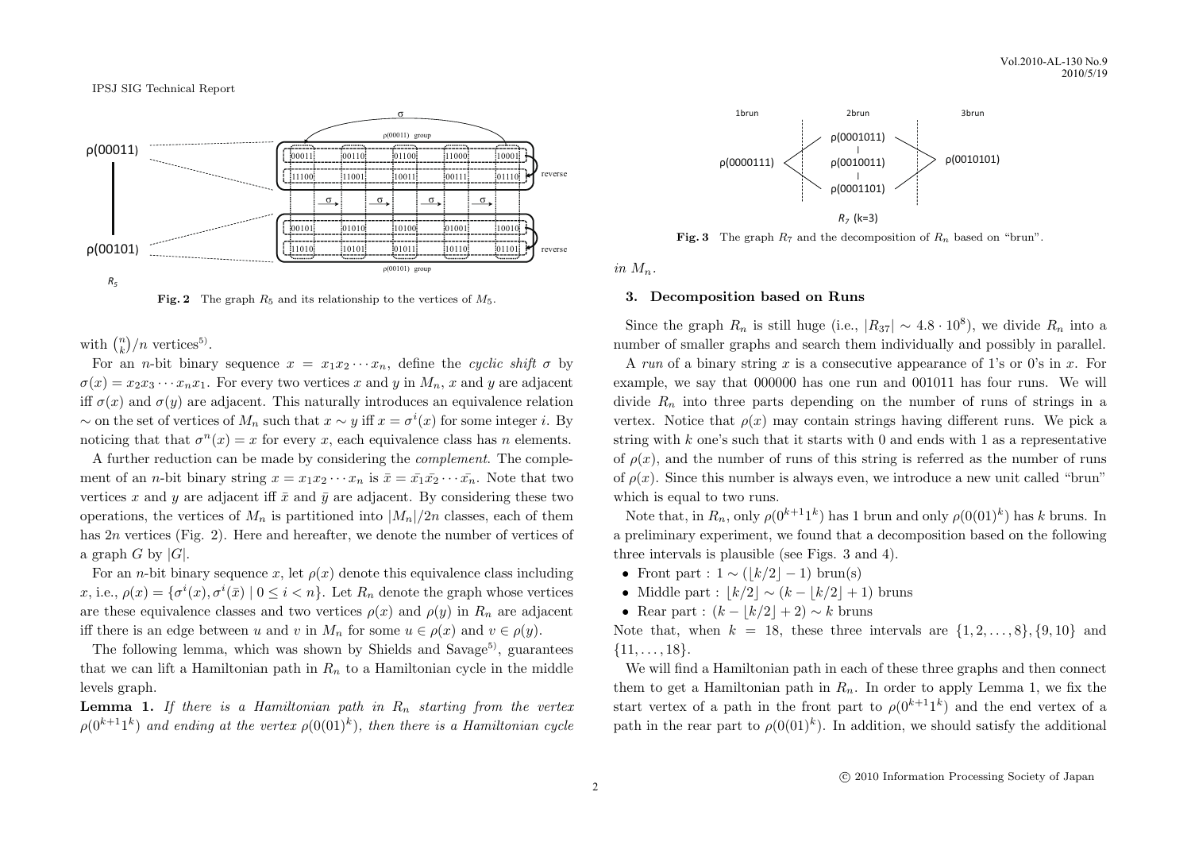Fig. 2 The graph $R_5$ and its relationship to the vertices of $M_5$.

with $\binom{n}{k}/n$ vertices[5].

For an $n$-bit binary sequence $x = x_1x_2\cdots x_n$, define the *cyclic shift* $\sigma$ by $\sigma(x) = x_2x_3\cdots x_nx_1$. For every two vertices $x$ and $y$ in $M_n$, $x$ and $y$ are adjacent iff $\sigma(x)$ and $\sigma(y)$ are adjacent. This naturally introduces an equivalence relation $\sim$ on the set of vertices of $M_n$ such that $x \sim y$ iff $x = \sigma^i(x)$ for some integer $i$. By noticing that that $\sigma^n(x) = x$ for every $x$, each equivalence class has $n$ elements.

A further reduction can be made by considering the *complement*. The complement of an $n$-bit binary string $x = x_1x_2\cdots x_n$ is $\bar{x} = \bar{x_1}\bar{x_2}\cdots\bar{x_n}$. Note that two vertices $x$ and $y$ are adjacent iff $\bar{x}$ and $\bar{y}$ are adjacent. By considering these two operations, the vertices of $M_n$ is partitioned into $|M_n|/2n$ classes, each of them has $2n$ vertices (Fig. 2). Here and hereafter, we denote the number of vertices of a graph $G$ by $|G|$.

For an $n$-bit binary sequence $x$, let $\rho(x)$ denote this equivalence class including $x$, i.e., $\rho(x) = \{\sigma^i(x), \sigma^i(\bar{x}) \mid 0 \le i < n\}$. Let $R_n$ denote the graph whose vertices are these equivalence classes and two vertices $\rho(x)$ and $\rho(y)$ in $R_n$ are adjacent iff there is an edge between $u$ and $v$ in $M_n$ for some $u \in \rho(x)$ and $v \in \rho(y)$.

The following lemma, which was shown by Shields and Savage[5], guarantees that we can lift a Hamiltonian path in $R_n$ to a Hamiltonian cycle in the middle levels graph.

**Lemma 1.** *If there is a Hamiltonian path in $R_n$ starting from the vertex $\rho(0^{k+1}1^k)$ and ending at the vertex $\rho(0(01)^k)$, then there is a Hamiltonian cycle in $M_n$.*

Fig. 3 The graph $R_7$ and the decomposition of $R_n$ based on "brun".

## 3. Decomposition based on Runs

Since the graph $R_n$ is still huge (i.e., $|R_{37}| \sim 4.8 \cdot 10^8$), we divide $R_n$ into a number of smaller graphs and search them individually and possibly in parallel.

A *run* of a binary string $x$ is a consecutive appearance of 1's or 0's in $x$. For example, we say that 000000 has one run and 001011 has four runs. We will divide $R_n$ into three parts depending on the number of runs of strings in a vertex. Notice that $\rho(x)$ may contain strings having different runs. We pick a string with $k$ one's such that it starts with 0 and ends with 1 as a representative of $\rho(x)$, and the number of runs of this string is referred as the number of runs of $\rho(x)$. Since this number is always even, we introduce a new unit called "brun" which is equal to two runs.

Note that, in $R_n$, only $\rho(0^{k+1}1^k)$ has 1 brun and only $\rho(0(01)^k)$ has $k$ bruns. In a preliminary experiment, we found that a decomposition based on the following three intervals is plausible (see Figs. 3 and 4).

- Front part : $1 \sim (\lfloor k/2 \rfloor - 1)$ brun(s)
- Middle part : $\lfloor k/2 \rfloor \sim (k - \lfloor k/2 \rfloor + 1)$ bruns
- Rear part : $(k - \lfloor k/2 \rfloor + 2) \sim k$ bruns

Note that, when $k = 18$, these three intervals are $\{1, 2, \ldots, 8\}, \{9, 10\}$ and $\{11, \ldots, 18\}$.

We will find a Hamiltonian path in each of these three graphs and then connect them to get a Hamiltonian path in $R_n$. In order to apply Lemma 1, we fix the start vertex of a path in the front part to $\rho(0^{k+1}1^k)$ and the end vertex of a path in the rear part to $\rho(0(01)^k)$. In addition, we should satisfy the additional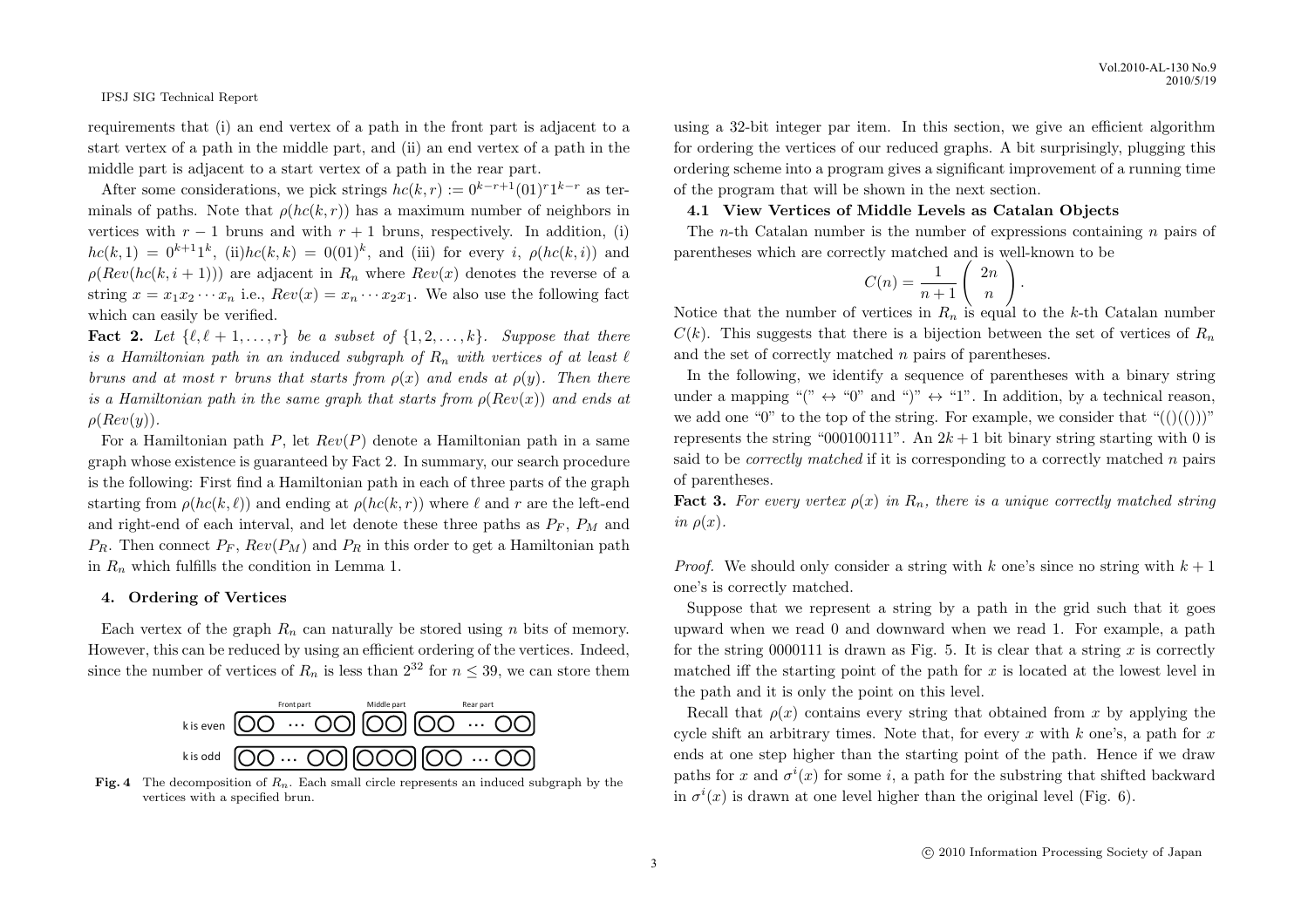requirements that (i) an end vertex of a path in the front part is adjacent to a start vertex of a path in the middle part, and (ii) an end vertex of a path in the middle part is adjacent to a start vertex of a path in the rear part.

After some considerations, we pick strings $hc(k,r) := 0^{k-r+1}(01)^r 1^{k-r}$ as terminals of paths. Note that $\rho(hc(k,r))$ has a maximum number of neighbors in vertices with $r-1$ bruns and with $r+1$ bruns, respectively. In addition, (i) $hc(k,1) = 0^{k+1}1^k$, (ii)$hc(k,k) = 0(01)^k$, and (iii) for every $i$, $\rho(hc(k,i))$ and $\rho(Rev(hc(k,i+1)))$ are adjacent in $R_n$ where $Rev(x)$ denotes the reverse of a string $x = x_1x_2\cdots x_n$ i.e., $Rev(x) = x_n\cdots x_2x_1$. We also use the following fact which can easily be verified.

**Fact 2.** *Let $\{\ell, \ell+1, \ldots, r\}$ be a subset of $\{1, 2, \ldots, k\}$. Suppose that there is a Hamiltonian path in an induced subgraph of $R_n$ with vertices of at least $\ell$ bruns and at most $r$ bruns that starts from $\rho(x)$ and ends at $\rho(y)$. Then there is a Hamiltonian path in the same graph that starts from $\rho(Rev(x))$ and ends at $\rho(Rev(y))$.*

For a Hamiltonian path $P$, let $Rev(P)$ denote a Hamiltonian path in a same graph whose existence is guaranteed by Fact 2. In summary, our search procedure is the following: First find a Hamiltonian path in each of three parts of the graph starting from $\rho(hc(k,\ell))$ and ending at $\rho(hc(k,r))$ where $\ell$ and $r$ are the left-end and right-end of each interval, and let denote these three paths as $P_F$, $P_M$ and $P_R$. Then connect $P_F$, $Rev(P_M)$ and $P_R$ in this order to get a Hamiltonian path in $R_n$ which fulfills the condition in Lemma 1.

## 4. Ordering of Vertices

Each vertex of the graph $R_n$ can naturally be stored using $n$ bits of memory. However, this can be reduced by using an efficient ordering of the vertices. Indeed, since the number of vertices of $R_n$ is less than $2^{32}$ for $n \le 39$, we can store them using a 32-bit integer par item. In this section, we give an efficient algorithm for ordering the vertices of our reduced graphs. A bit surprisingly, plugging this ordering scheme into a program gives a significant improvement of a running time of the program that will be shown in the next section.

**Fig. 4** The decomposition of $R_n$. Each small circle represents an induced subgraph by the vertices with a specified brun.

### 4.1 View Vertices of Middle Levels as Catalan Objects

The $n$-th Catalan number is the number of expressions containing $n$ pairs of parentheses which are correctly matched and is well-known to be

$$C(n) = \frac{1}{n+1}\begin{pmatrix} 2n \\ n \end{pmatrix}.$$

Notice that the number of vertices in $R_n$ is equal to the $k$-th Catalan number $C(k)$. This suggests that there is a bijection between the set of vertices of $R_n$ and the set of correctly matched $n$ pairs of parentheses.

In the following, we identify a sequence of parentheses with a binary string under a mapping "(" $\leftrightarrow$ "0" and ")" $\leftrightarrow$ "1". In addition, by a technical reason, we add one "0" to the top of the string. For example, we consider that "(()(()))" represents the string "000100111". An $2k+1$ bit binary string starting with 0 is said to be *correctly matched* if it is corresponding to a correctly matched $n$ pairs of parentheses.

**Fact 3.** *For every vertex $\rho(x)$ in $R_n$, there is a unique correctly matched string in $\rho(x)$.*

*Proof.* We should only consider a string with $k$ one's since no string with $k+1$ one's is correctly matched.

Suppose that we represent a string by a path in the grid such that it goes upward when we read 0 and downward when we read 1. For example, a path for the string 0000111 is drawn as Fig. 5. It is clear that a string $x$ is correctly matched iff the starting point of the path for $x$ is located at the lowest level in the path and it is only the point on this level.

Recall that $\rho(x)$ contains every string that obtained from $x$ by applying the cycle shift an arbitrary times. Note that, for every $x$ with $k$ one's, a path for $x$ ends at one step higher than the starting point of the path. Hence if we draw paths for $x$ and $\sigma^i(x)$ for some $i$, a path for the substring that shifted backward in $\sigma^i(x)$ is drawn at one level higher than the original level (Fig. 6).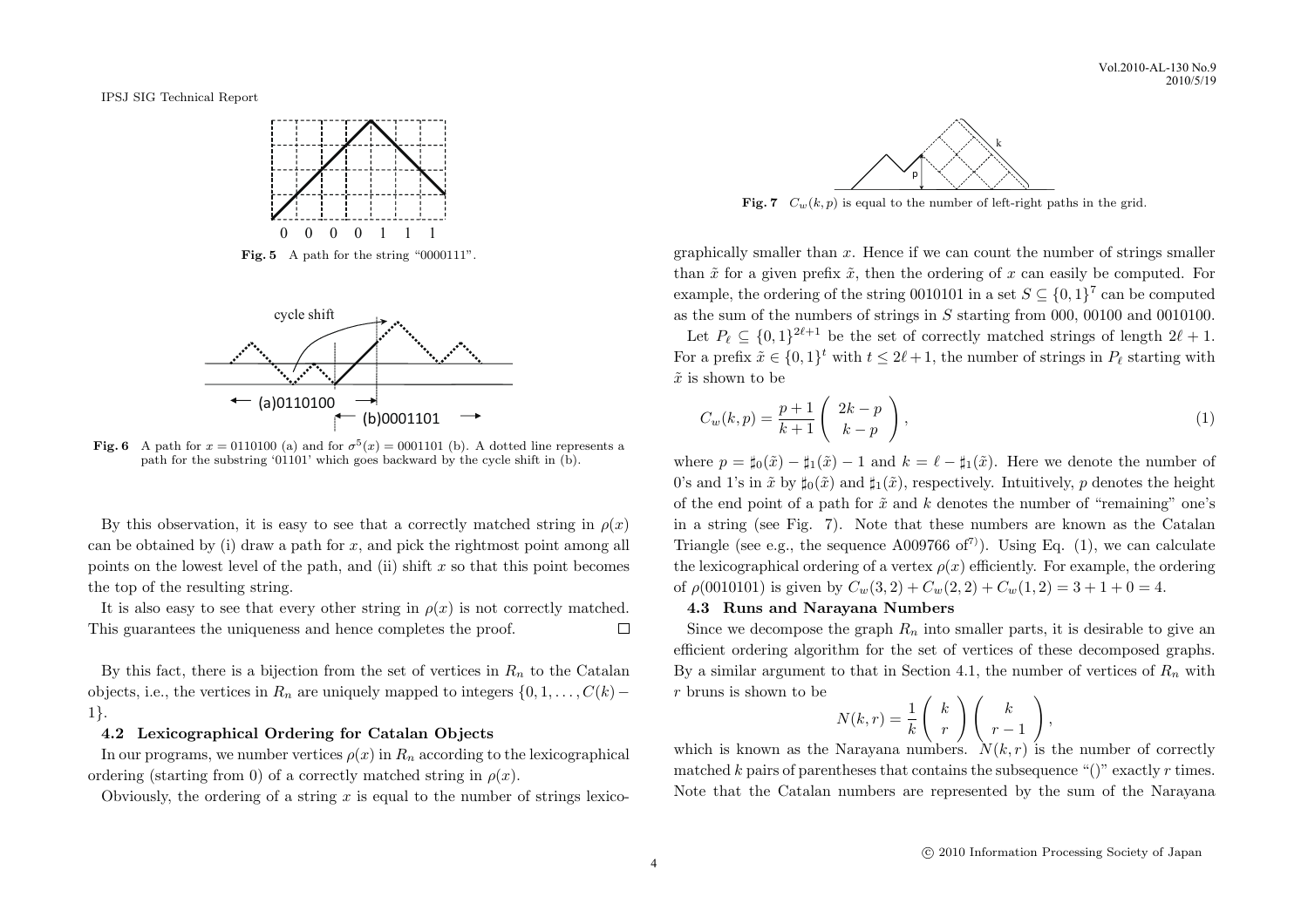Fig. 5 A path for the string "0000111".

Fig. 6 A path for $x = 0110100$ (a) and for $\sigma^5(x) = 0001101$ (b). A dotted line represents a path for the substring '01101' which goes backward by the cycle shift in (b).

By this observation, it is easy to see that a correctly matched string in $\rho(x)$ can be obtained by (i) draw a path for $x$, and pick the rightmost point among all points on the lowest level of the path, and (ii) shift $x$ so that this point becomes the top of the resulting string.

It is also easy to see that every other string in $\rho(x)$ is not correctly matched. This guarantees the uniqueness and hence completes the proof. □

By this fact, there is a bijection from the set of vertices in $R_n$ to the Catalan objects, i.e., the vertices in $R_n$ are uniquely mapped to integers $\{0, 1, \ldots, C(k) - 1\}$.

### 4.2 Lexicographical Ordering for Catalan Objects

In our programs, we number vertices $\rho(x)$ in $R_n$ according to the lexicographical ordering (starting from 0) of a correctly matched string in $\rho(x)$.

Obviously, the ordering of a string $x$ is equal to the number of strings lexicographically smaller than $x$. Hence if we can count the number of strings smaller than $\tilde{x}$ for a given prefix $\tilde{x}$, then the ordering of $x$ can easily be computed. For example, the ordering of the string 0010101 in a set $S \subseteq \{0,1\}^7$ can be computed as the sum of the numbers of strings in $S$ starting from 000, 00100 and 0010100.

Fig. 7 $C_w(k, p)$ is equal to the number of left-right paths in the grid.

Let $P_\ell \subseteq \{0,1\}^{2\ell+1}$ be the set of correctly matched strings of length $2\ell + 1$. For a prefix $\tilde{x} \in \{0,1\}^t$ with $t \leq 2\ell + 1$, the number of strings in $P_\ell$ starting with $\tilde{x}$ is shown to be

$$C_w(k, p) = \frac{p+1}{k+1} \binom{2k-p}{k-p}, \tag{1}$$

where $p = \sharp_0(\tilde{x}) - \sharp_1(\tilde{x}) - 1$ and $k = \ell - \sharp_1(\tilde{x})$. Here we denote the number of 0's and 1's in $\tilde{x}$ by $\sharp_0(\tilde{x})$ and $\sharp_1(\tilde{x})$, respectively. Intuitively, $p$ denotes the height of the end point of a path for $\tilde{x}$ and $k$ denotes the number of "remaining" one's in a string (see Fig. 7). Note that these numbers are known as the Catalan Triangle (see e.g., the sequence A009766 of[7]). Using Eq. (1), we can calculate the lexicographical ordering of a vertex $\rho(x)$ efficiently. For example, the ordering of $\rho(0010101)$ is given by $C_w(3,2) + C_w(2,2) + C_w(1,2) = 3 + 1 + 0 = 4$.

### 4.3 Runs and Narayana Numbers

Since we decompose the graph $R_n$ into smaller parts, it is desirable to give an efficient ordering algorithm for the set of vertices of these decomposed graphs. By a similar argument to that in Section 4.1, the number of vertices of $R_n$ with $r$ bruns is shown to be

$$N(k, r) = \frac{1}{k} \binom{k}{r} \binom{k}{r-1},$$

which is known as the Narayana numbers. $N(k, r)$ is the number of correctly matched $k$ pairs of parentheses that contains the subsequence "()" exactly $r$ times. Note that the Catalan numbers are represented by the sum of the Narayana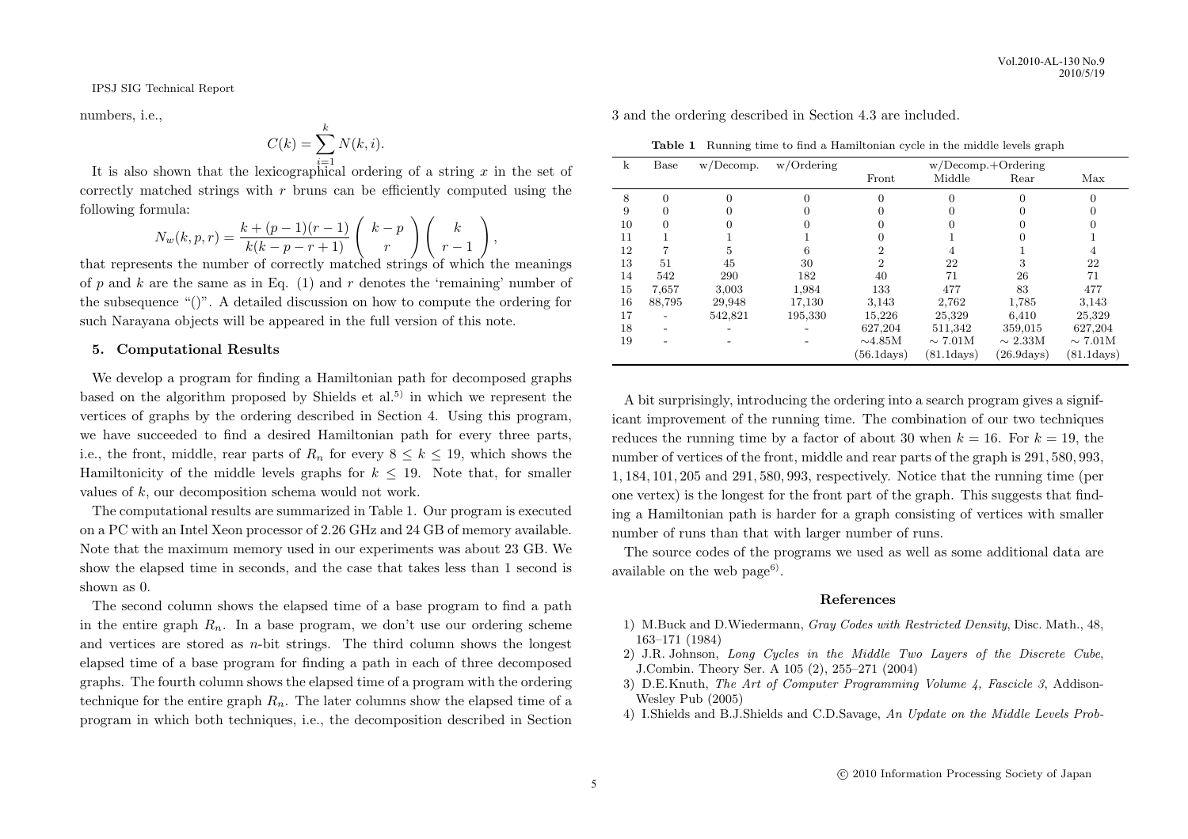numbers, i.e.,

$$C(k) = \sum_{i=1}^{k} N(k, i).$$

It is also shown that the lexicographical ordering of a string $x$ in the set of correctly matched strings with $r$ bruns can be efficiently computed using the following formula:

$$N_w(k, p, r) = \frac{k + (p-1)(r-1)}{k(k-p-r+1)} \binom{k-p}{r} \binom{k}{r-1},$$

that represents the number of correctly matched strings of which the meanings of $p$ and $k$ are the same as in Eq. (1) and $r$ denotes the 'remaining' number of the subsequence "()". A detailed discussion on how to compute the ordering for such Narayana objects will be appeared in the full version of this note.

## 5. Computational Results

We develop a program for finding a Hamiltonian path for decomposed graphs based on the algorithm proposed by Shields et al.[5] in which we represent the vertices of graphs by the ordering described in Section 4. Using this program, we have succeeded to find a desired Hamiltonian path for every three parts, i.e., the front, middle, rear parts of $R_n$ for every $8 \leq k \leq 19$, which shows the Hamiltonicity of the middle levels graphs for $k \leq 19$. Note that, for smaller values of $k$, our decomposition schema would not work.

The computational results are summarized in Table 1. Our program is executed on a PC with an Intel Xeon processor of 2.26 GHz and 24 GB of memory available. Note that the maximum memory used in our experiments was about 23 GB. We show the elapsed time in seconds, and the case that takes less than 1 second is shown as 0.

The second column shows the elapsed time of a base program to find a path in the entire graph $R_n$. In a base program, we don't use our ordering scheme and vertices are stored as $n$-bit strings. The third column shows the longest elapsed time of a base program for finding a path in each of three decomposed graphs. The fourth column shows the elapsed time of a program with the ordering technique for the entire graph $R_n$. The later columns show the elapsed time of a program in which both techniques, i.e., the decomposition described in Section 3 and the ordering described in Section 4.3 are included.

**Table 1** Running time to find a Hamiltonian cycle in the middle levels graph

| k | Base | w/Decomp. | w/Ordering | w/Decomp.+Ordering | | | |
|---|---|---|---|---|---|---|---|
| | | | | Front | Middle | Rear | Max |
| 8 | 0 | 0 | 0 | 0 | 0 | 0 | 0 |
| 9 | 0 | 0 | 0 | 0 | 0 | 0 | 0 |
| 10 | 0 | 0 | 0 | 0 | 0 | 0 | 0 |
| 11 | 1 | 1 | 1 | 0 | 1 | 0 | 1 |
| 12 | 7 | 5 | 6 | 2 | 4 | 1 | 4 |
| 13 | 51 | 45 | 30 | 2 | 22 | 3 | 22 |
| 14 | 542 | 290 | 182 | 40 | 71 | 26 | 71 |
| 15 | 7,657 | 3,003 | 1,984 | 133 | 477 | 83 | 477 |
| 16 | 88,795 | 29,948 | 17,130 | 3,143 | 2,762 | 1,785 | 3,143 |
| 17 | - | 542,821 | 195,330 | 15,226 | 25,329 | 6,410 | 25,329 |
| 18 | - | - | - | 627,204 | 511,342 | 359,015 | 627,204 |
| 19 | - | - | - | ~4.85M (56.1days) | ~ 7.01M (81.1days) | ~ 2.33M (26.9days) | ~ 7.01M (81.1days) |

A bit surprisingly, introducing the ordering into a search program gives a significant improvement of the running time. The combination of our two techniques reduces the running time by a factor of about 30 when $k = 16$. For $k = 19$, the number of vertices of the front, middle and rear parts of the graph is 291,580,993, 1,184,101,205 and 291,580,993, respectively. Notice that the running time (per one vertex) is the longest for the front part of the graph. This suggests that finding a Hamiltonian path is harder for a graph consisting of vertices with smaller number of runs than that with larger number of runs.

The source codes of the programs we used as well as some additional data are available on the web page[6].

## References

1) M.Buck and D.Wiedermann, *Gray Codes with Restricted Density*, Disc. Math., 48, 163–171 (1984)
2) J.R. Johnson, *Long Cycles in the Middle Two Layers of the Discrete Cube*, J.Combin. Theory Ser. A 105 (2), 255–271 (2004)
3) D.E.Knuth, *The Art of Computer Programming Volume 4, Fascicle 3*, Addison-Wesley Pub (2005)
4) I.Shields and B.J.Shields and C.D.Savage, *An Update on the Middle Levels Prob-*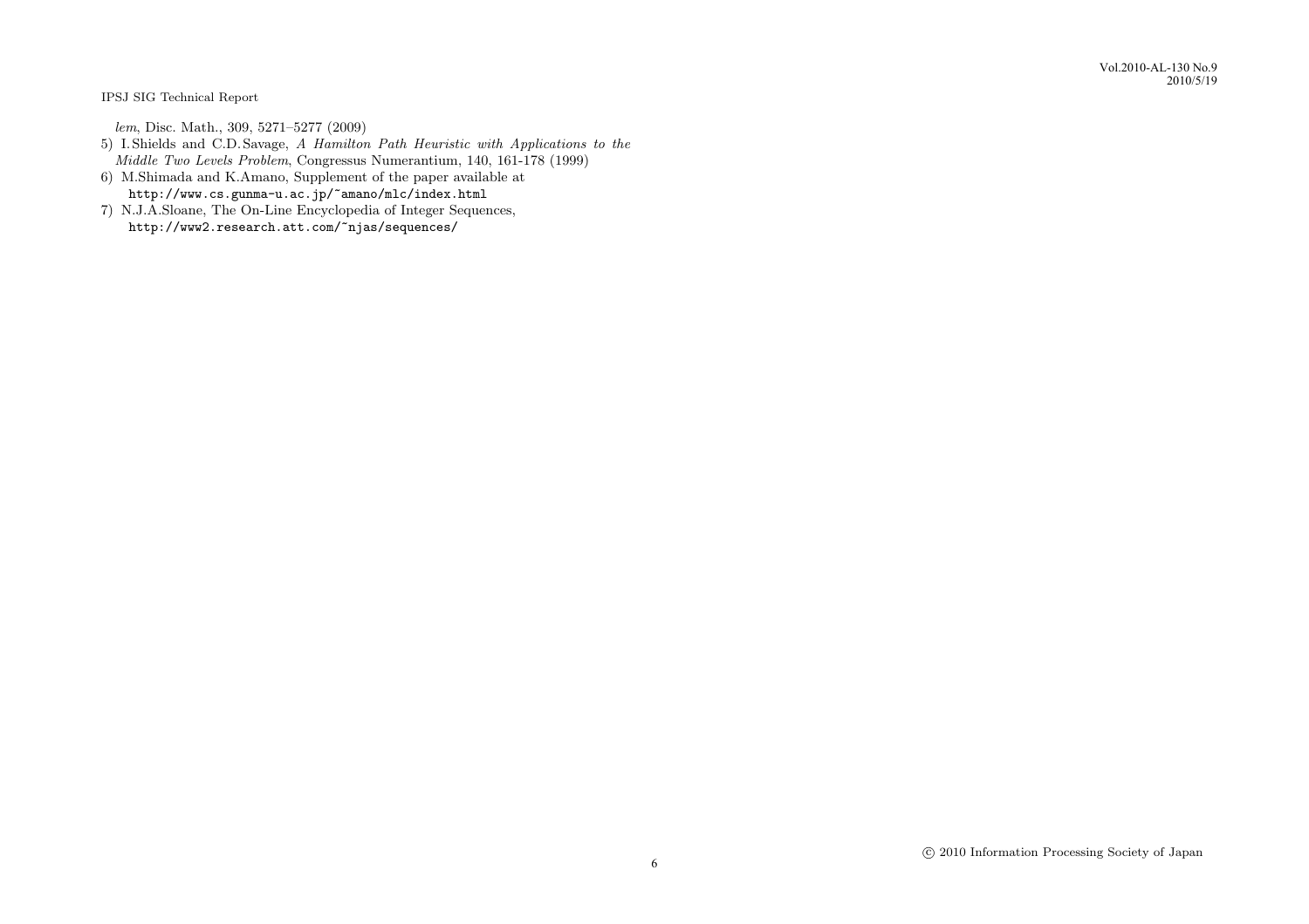*lem*, Disc. Math., 309, 5271–5277 (2009)

5) I. Shields and C.D. Savage, *A Hamilton Path Heuristic with Applications to the Middle Two Levels Problem*, Congressus Numerantium, 140, 161-178 (1999)

6) M.Shimada and K.Amano, Supplement of the paper available at
`http://www.cs.gunma-u.ac.jp/~amano/mlc/index.html`

7) N.J.A.Sloane, The On-Line Encyclopedia of Integer Sequences,
`http://www2.research.att.com/~njas/sequences/`